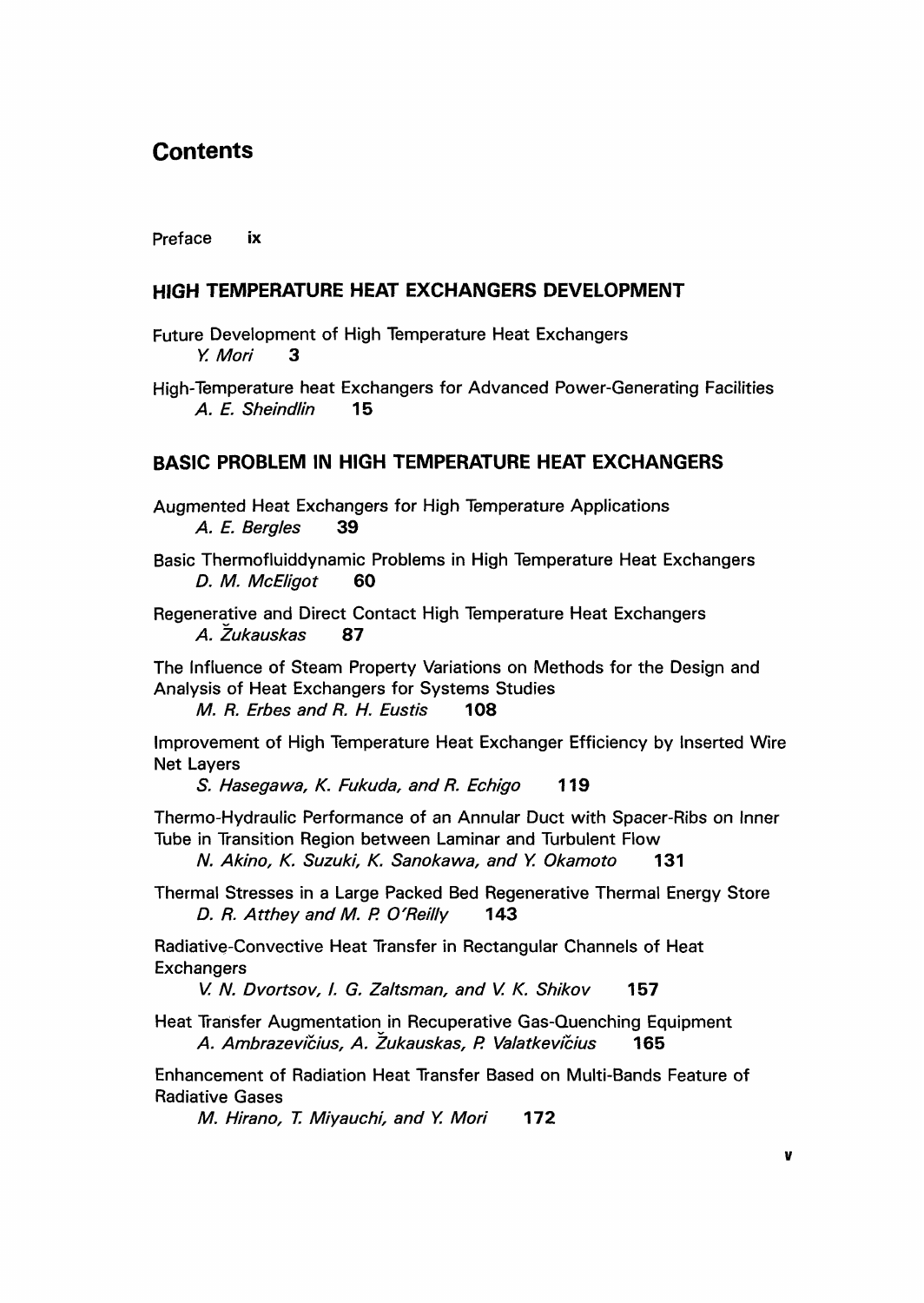# Contents

Preface ix

## HIGH TEMPERATURE HEAT EXCHANGERS DEVELOPMENT

Future Development of High Temperature Heat Exchangers
*Y. Mori* **3**

High-Temperature heat Exchangers for Advanced Power-Generating Facilities
*A. E. Sheindlin* **15**

## BASIC PROBLEM IN HIGH TEMPERATURE HEAT EXCHANGERS

Augmented Heat Exchangers for High Temperature Applications
*A. E. Bergles* **39**

Basic Thermofluiddynamic Problems in High Temperature Heat Exchangers
*D. M. McEligot* **60**

Regenerative and Direct Contact High Temperature Heat Exchangers
*A. Žukauskas* **87**

The Influence of Steam Property Variations on Methods for the Design and Analysis of Heat Exchangers for Systems Studies
*M. R. Erbes and R. H. Eustis* **108**

Improvement of High Temperature Heat Exchanger Efficiency by Inserted Wire Net Layers
*S. Hasegawa, K. Fukuda, and R. Echigo* **119**

Thermo-Hydraulic Performance of an Annular Duct with Spacer-Ribs on Inner Tube in Transition Region between Laminar and Turbulent Flow
*N. Akino, K. Suzuki, K. Sanokawa, and Y. Okamoto* **131**

Thermal Stresses in a Large Packed Bed Regenerative Thermal Energy Store
*D. R. Atthey and M. P. O'Reilly* **143**

Radiative-Convective Heat Transfer in Rectangular Channels of Heat Exchangers
*V. N. Dvortsov, I. G. Zaltsman, and V. K. Shikov* **157**

Heat Transfer Augmentation in Recuperative Gas-Quenching Equipment
*A. Ambrazevičius, A. Žukauskas, P. Valatkevičius* **165**

Enhancement of Radiation Heat Transfer Based on Multi-Bands Feature of Radiative Gases
*M. Hirano, T. Miyauchi, and Y. Mori* **172**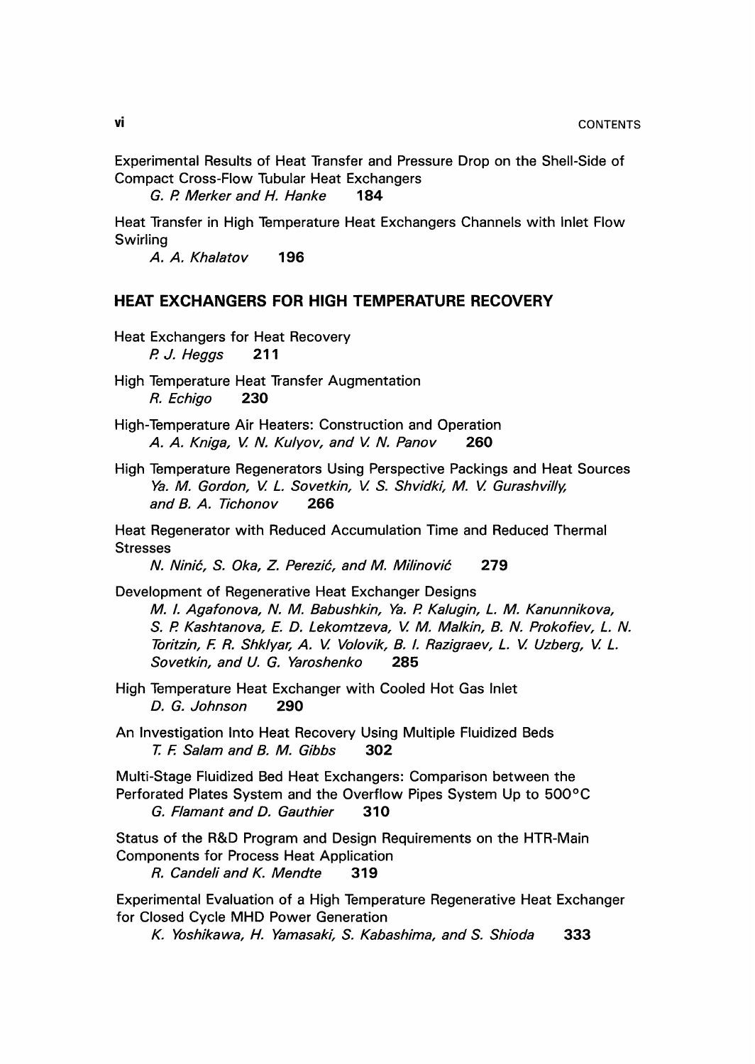Experimental Results of Heat Transfer and Pressure Drop on the Shell-Side of Compact Cross-Flow Tubular Heat Exchangers
*G. P. Merker and H. Hanke* **184**

Heat Transfer in High Temperature Heat Exchangers Channels with Inlet Flow Swirling
*A. A. Khalatov* **196**

## HEAT EXCHANGERS FOR HIGH TEMPERATURE RECOVERY

Heat Exchangers for Heat Recovery
*P. J. Heggs* **211**

High Temperature Heat Transfer Augmentation
*R. Echigo* **230**

High-Temperature Air Heaters: Construction and Operation
*A. A. Kniga, V. N. Kulyov, and V. N. Panov* **260**

High Temperature Regenerators Using Perspective Packings and Heat Sources
*Ya. M. Gordon, V. L. Sovetkin, V. S. Shvidki, M. V. Gurashvilly, and B. A. Tichonov* **266**

Heat Regenerator with Reduced Accumulation Time and Reduced Thermal Stresses
*N. Ninić, S. Oka, Z. Perezić, and M. Milinović* **279**

Development of Regenerative Heat Exchanger Designs
*M. I. Agafonova, N. M. Babushkin, Ya. P. Kalugin, L. M. Kanunnikova, S. P. Kashtanova, E. D. Lekomtzeva, V. M. Malkin, B. N. Prokofiev, L. N. Toritzin, F. R. Shklyar, A. V. Volovik, B. I. Razigraev, L. V. Uzberg, V. L. Sovetkin, and U. G. Yaroshenko* **285**

High Temperature Heat Exchanger with Cooled Hot Gas Inlet
*D. G. Johnson* **290**

An Investigation Into Heat Recovery Using Multiple Fluidized Beds
*T. F. Salam and B. M. Gibbs* **302**

Multi-Stage Fluidized Bed Heat Exchangers: Comparison between the Perforated Plates System and the Overflow Pipes System Up to 500°C
*G. Flamant and D. Gauthier* **310**

Status of the R&D Program and Design Requirements on the HTR-Main Components for Process Heat Application
*R. Candeli and K. Mendte* **319**

Experimental Evaluation of a High Temperature Regenerative Heat Exchanger for Closed Cycle MHD Power Generation
*K. Yoshikawa, H. Yamasaki, S. Kabashima, and S. Shioda* **333**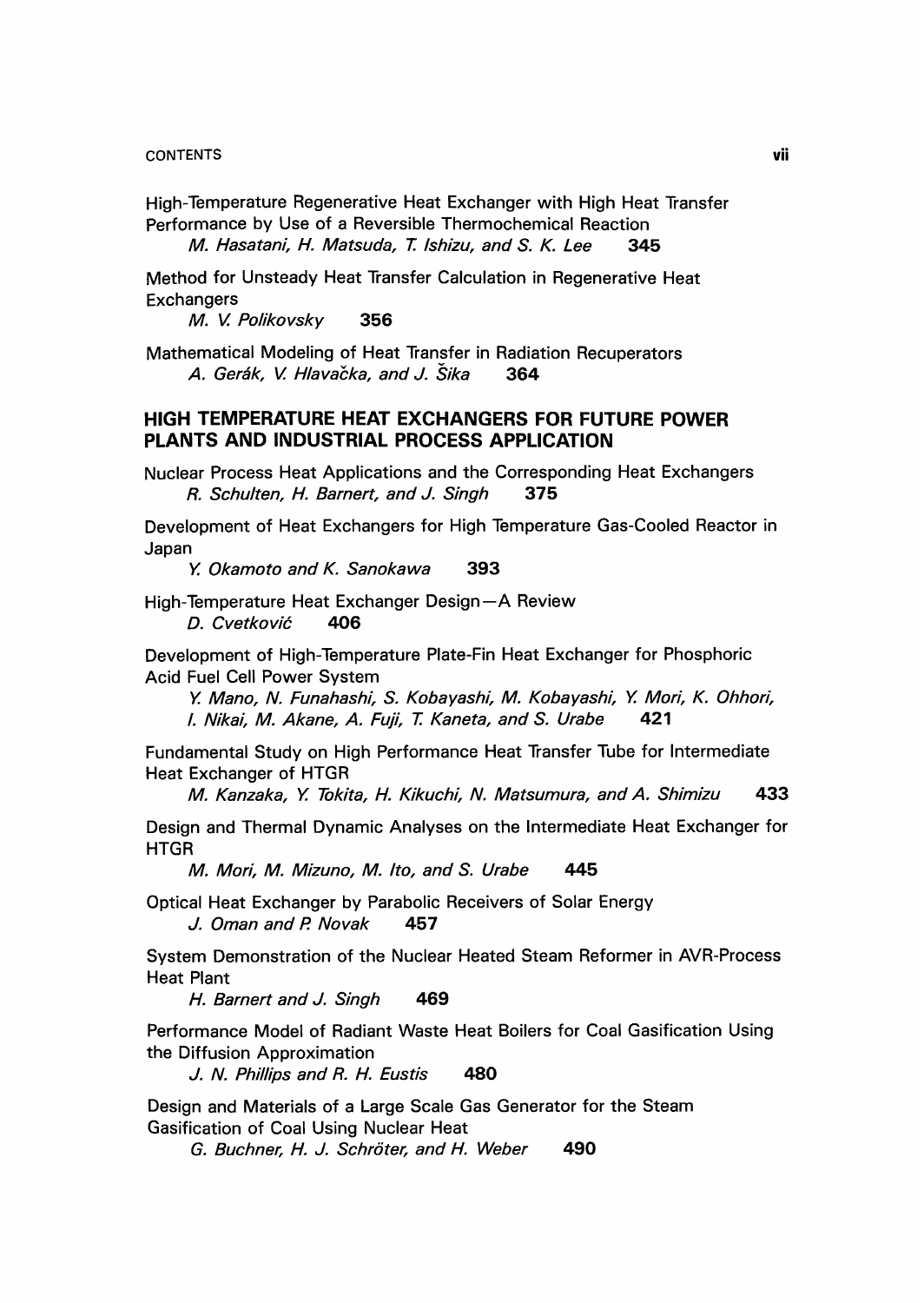High-Temperature Regenerative Heat Exchanger with High Heat Transfer Performance by Use of a Reversible Thermochemical Reaction
*M. Hasatani, H. Matsuda, T. Ishizu, and S. K. Lee* **345**

Method for Unsteady Heat Transfer Calculation in Regenerative Heat Exchangers
*M. V. Polikovsky* **356**

Mathematical Modeling of Heat Transfer in Radiation Recuperators
*A. Gerák, V. Hlavačka, and J. Šika* **364**

## HIGH TEMPERATURE HEAT EXCHANGERS FOR FUTURE POWER PLANTS AND INDUSTRIAL PROCESS APPLICATION

Nuclear Process Heat Applications and the Corresponding Heat Exchangers
*R. Schulten, H. Barnert, and J. Singh* **375**

Development of Heat Exchangers for High Temperature Gas-Cooled Reactor in Japan
*Y. Okamoto and K. Sanokawa* **393**

High-Temperature Heat Exchanger Design—A Review
*D. Cvetković* **406**

Development of High-Temperature Plate-Fin Heat Exchanger for Phosphoric Acid Fuel Cell Power System
*Y. Mano, N. Funahashi, S. Kobayashi, M. Kobayashi, Y. Mori, K. Ohhori, I. Nikai, M. Akane, A. Fuji, T. Kaneta, and S. Urabe* **421**

Fundamental Study on High Performance Heat Transfer Tube for Intermediate Heat Exchanger of HTGR
*M. Kanzaka, Y. Tokita, H. Kikuchi, N. Matsumura, and A. Shimizu* **433**

Design and Thermal Dynamic Analyses on the Intermediate Heat Exchanger for HTGR
*M. Mori, M. Mizuno, M. Ito, and S. Urabe* **445**

Optical Heat Exchanger by Parabolic Receivers of Solar Energy
*J. Oman and P. Novak* **457**

System Demonstration of the Nuclear Heated Steam Reformer in AVR-Process Heat Plant
*H. Barnert and J. Singh* **469**

Performance Model of Radiant Waste Heat Boilers for Coal Gasification Using the Diffusion Approximation
*J. N. Phillips and R. H. Eustis* **480**

Design and Materials of a Large Scale Gas Generator for the Steam Gasification of Coal Using Nuclear Heat
*G. Buchner, H. J. Schröter, and H. Weber* **490**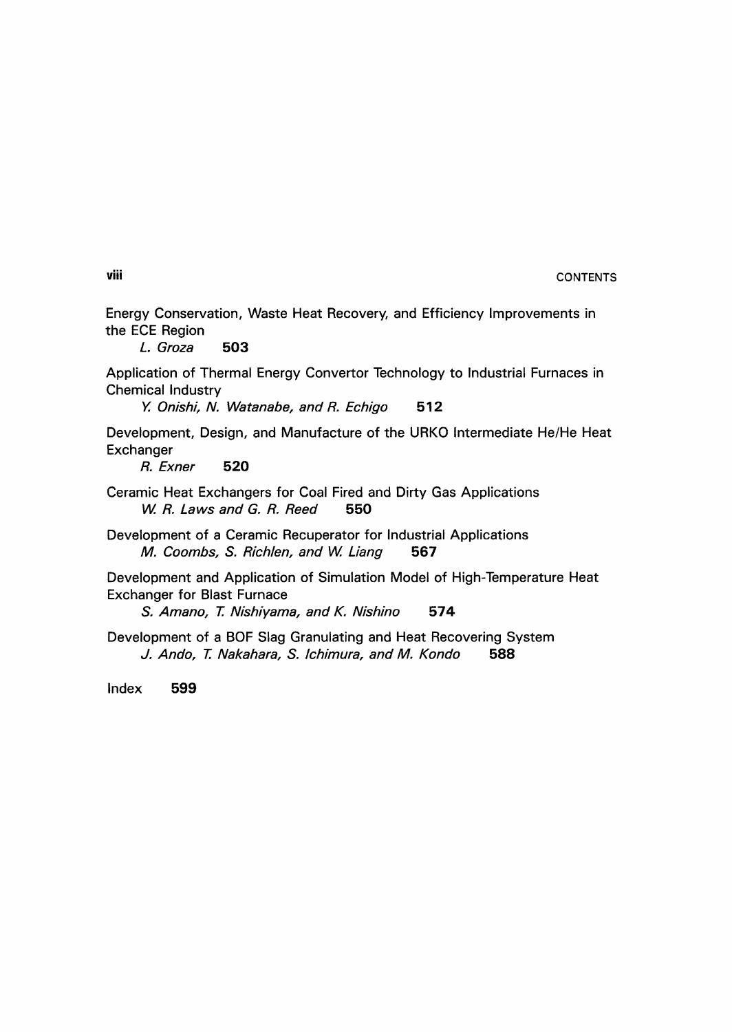Energy Conservation, Waste Heat Recovery, and Efficiency Improvements in the ECE Region
*L. Groza* **503**

Application of Thermal Energy Convertor Technology to Industrial Furnaces in Chemical Industry
*Y. Onishi, N. Watanabe, and R. Echigo* **512**

Development, Design, and Manufacture of the URKO Intermediate He/He Heat Exchanger
*R. Exner* **520**

Ceramic Heat Exchangers for Coal Fired and Dirty Gas Applications
*W. R. Laws and G. R. Reed* **550**

Development of a Ceramic Recuperator for Industrial Applications
*M. Coombs, S. Richlen, and W. Liang* **567**

Development and Application of Simulation Model of High-Temperature Heat Exchanger for Blast Furnace
*S. Amano, T. Nishiyama, and K. Nishino* **574**

Development of a BOF Slag Granulating and Heat Recovering System
*J. Ando, T. Nakahara, S. Ichimura, and M. Kondo* **588**

Index **599**